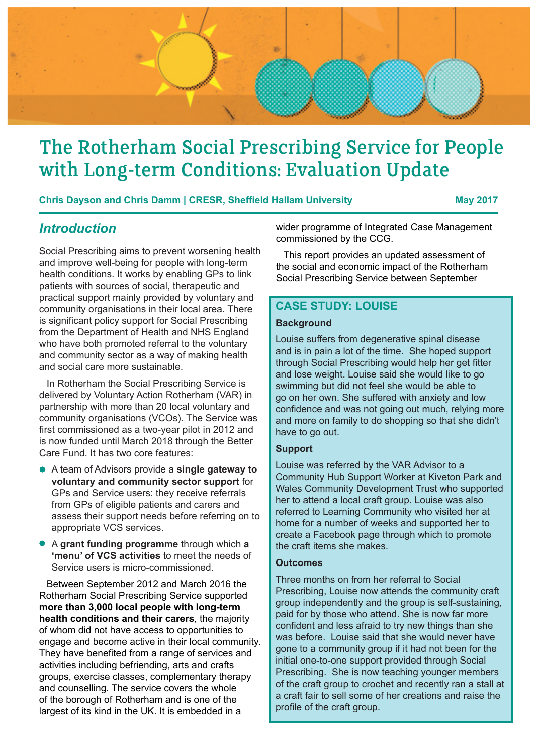// Note: Page header illustration omitted — no image was detected on this page.
# The Rotherham Social Prescribing Service for People with Long-term Conditions: Evaluation Update

**Chris Dayson and Chris Damm | CRESR, Sheffield Hallam University** — **May 2017**

## *Introduction*

Social Prescribing aims to prevent worsening health and improve well-being for people with long-term health conditions. It works by enabling GPs to link patients with sources of social, therapeutic and practical support mainly provided by voluntary and community organisations in their local area. There is significant policy support for Social Prescribing from the Department of Health and NHS England who have both promoted referral to the voluntary and community sector as a way of making health and social care more sustainable.

In Rotherham the Social Prescribing Service is delivered by Voluntary Action Rotherham (VAR) in partnership with more than 20 local voluntary and community organisations (VCOs). The Service was first commissioned as a two-year pilot in 2012 and is now funded until March 2018 through the Better Care Fund. It has two core features:

- A team of Advisors provide a **single gateway to voluntary and community sector support** for GPs and Service users: they receive referrals from GPs of eligible patients and carers and assess their support needs before referring on to appropriate VCS services.
- A **grant funding programme** through which **a 'menu' of VCS activities** to meet the needs of Service users is micro-commissioned.

Between September 2012 and March 2016 the Rotherham Social Prescribing Service supported **more than 3,000 local people with long-term health conditions and their carers**, the majority of whom did not have access to opportunities to engage and become active in their local community. They have benefited from a range of services and activities including befriending, arts and crafts groups, exercise classes, complementary therapy and counselling. The service covers the whole of the borough of Rotherham and is one of the largest of its kind in the UK. It is embedded in a wider programme of Integrated Case Management commissioned by the CCG.

This report provides an updated assessment of the social and economic impact of the Rotherham Social Prescribing Service between September

## CASE STUDY: LOUISE

### Background

Louise suffers from degenerative spinal disease and is in pain a lot of the time. She hoped support through Social Prescribing would help her get fitter and lose weight. Louise said she would like to go swimming but did not feel she would be able to go on her own. She suffered with anxiety and low confidence and was not going out much, relying more and more on family to do shopping so that she didn't have to go out.

### Support

Louise was referred by the VAR Advisor to a Community Hub Support Worker at Kiveton Park and Wales Community Development Trust who supported her to attend a local craft group. Louise was also referred to Learning Community who visited her at home for a number of weeks and supported her to create a Facebook page through which to promote the craft items she makes.

### Outcomes

Three months on from her referral to Social Prescribing, Louise now attends the community craft group independently and the group is self-sustaining, paid for by those who attend. She is now far more confident and less afraid to try new things than she was before. Louise said that she would never have gone to a community group if it had not been for the initial one-to-one support provided through Social Prescribing. She is now teaching younger members of the craft group to crochet and recently ran a stall at a craft fair to sell some of her creations and raise the profile of the craft group.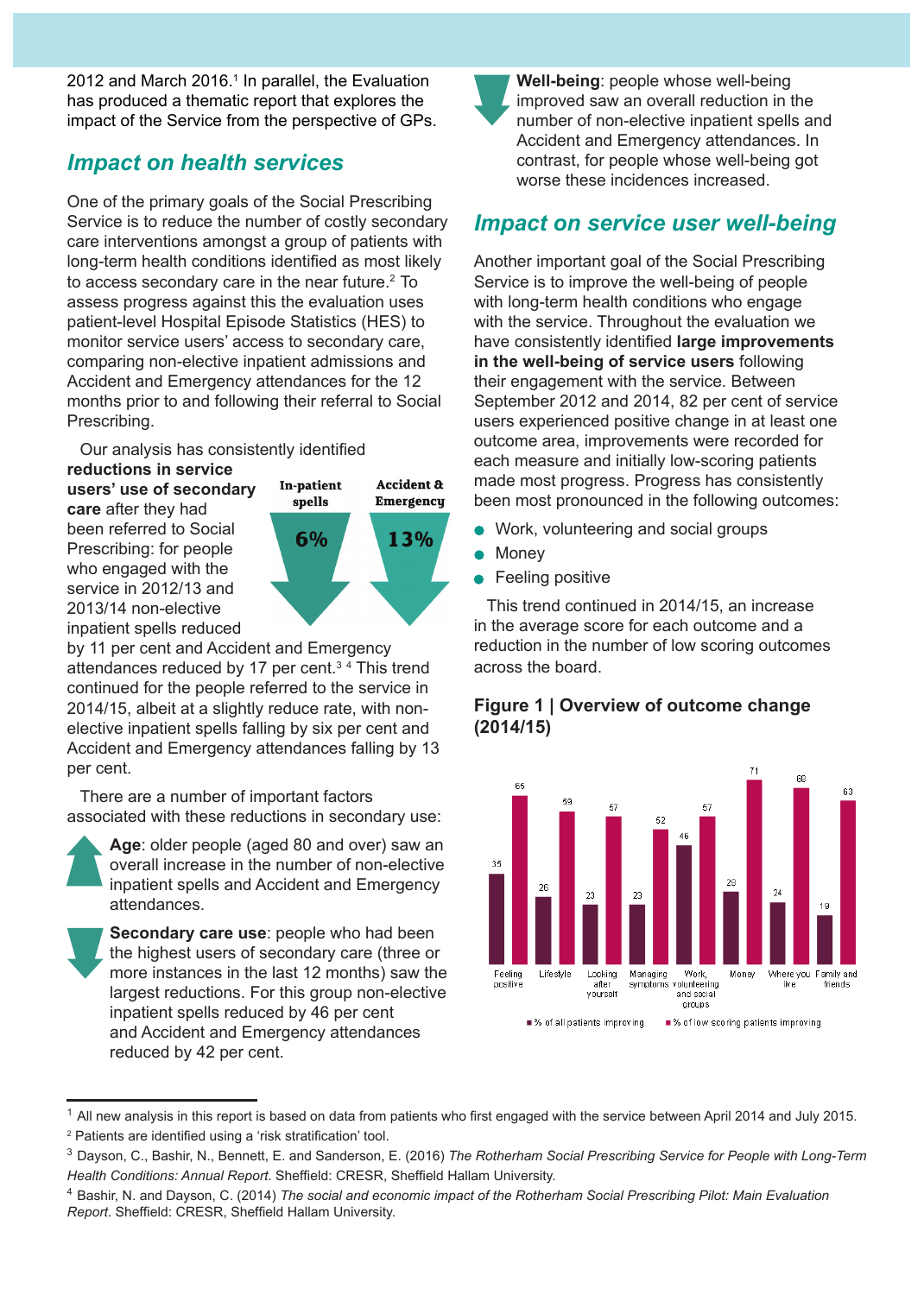2012 and March 2016.[1] In parallel, the Evaluation has produced a thematic report that explores the impact of the Service from the perspective of GPs.

## Impact on health services

One of the primary goals of the Social Prescribing Service is to reduce the number of costly secondary care interventions amongst a group of patients with long-term health conditions identified as most likely to access secondary care in the near future.[2] To assess progress against this the evaluation uses patient-level Hospital Episode Statistics (HES) to monitor service users' access to secondary care, comparing non-elective inpatient admissions and Accident and Emergency attendances for the 12 months prior to and following their referral to Social Prescribing.

Our analysis has consistently identified **reductions in service users' use of secondary care** after they had been referred to Social Prescribing: for people who engaged with the service in 2012/13 and 2013/14 non-elective inpatient spells reduced by 11 per cent and Accident and Emergency attendances reduced by 17 per cent.[3, 4] This trend continued for the people referred to the service in 2014/15, albeit at a slightly reduce rate, with non-elective inpatient spells falling by six per cent and Accident and Emergency attendances falling by 13 per cent.

| In-patient spells | Accident & Emergency |
|---|---|
| 6% | 13% |

There are a number of important factors associated with these reductions in secondary use:

- **Age**: older people (aged 80 and over) saw an overall increase in the number of non-elective inpatient spells and Accident and Emergency attendances.
- **Secondary care use**: people who had been the highest users of secondary care (three or more instances in the last 12 months) saw the largest reductions. For this group non-elective inpatient spells reduced by 46 per cent and Accident and Emergency attendances reduced by 42 per cent.
- **Well-being**: people whose well-being improved saw an overall reduction in the number of non-elective inpatient spells and Accident and Emergency attendances. In contrast, for people whose well-being got worse these incidences increased.

## Impact on service user well-being

Another important goal of the Social Prescribing Service is to improve the well-being of people with long-term health conditions who engage with the service. Throughout the evaluation we have consistently identified **large improvements in the well-being of service users** following their engagement with the service. Between September 2012 and 2014, 82 per cent of service users experienced positive change in at least one outcome area, improvements were recorded for each measure and initially low-scoring patients made most progress. Progress has consistently been most pronounced in the following outcomes:

- Work, volunteering and social groups
- Money
- Feeling positive

This trend continued in 2014/15, an increase in the average score for each outcome and a reduction in the number of low scoring outcomes across the board.

### Figure 1 | Overview of outcome change (2014/15)

| Outcome | % of all patients improving | % of low scoring patients improving |
|---|---|---|
| Feeling positive | 35 | 65 |
| Lifestyle | 26 | 59 |
| Looking after yourself | 23 | 57 |
| Managing symptoms | 23 | 52 |
| Work, volunteering and social groups | 46 | 57 |
| Money | 29 | 71 |
| Where you live | 24 | 68 |
| Family and friends | 19 | 63 |

---

[1] All new analysis in this report is based on data from patients who first engaged with the service between April 2014 and July 2015.

[2] Patients are identified using a 'risk stratification' tool.

[3] Dayson, C., Bashir, N., Bennett, E. and Sanderson, E. (2016) *The Rotherham Social Prescribing Service for People with Long-Term Health Conditions: Annual Report*. Sheffield: CRESR, Sheffield Hallam University.

[4] Bashir, N. and Dayson, C. (2014) *The social and economic impact of the Rotherham Social Prescribing Pilot: Main Evaluation Report*. Sheffield: CRESR, Sheffield Hallam University.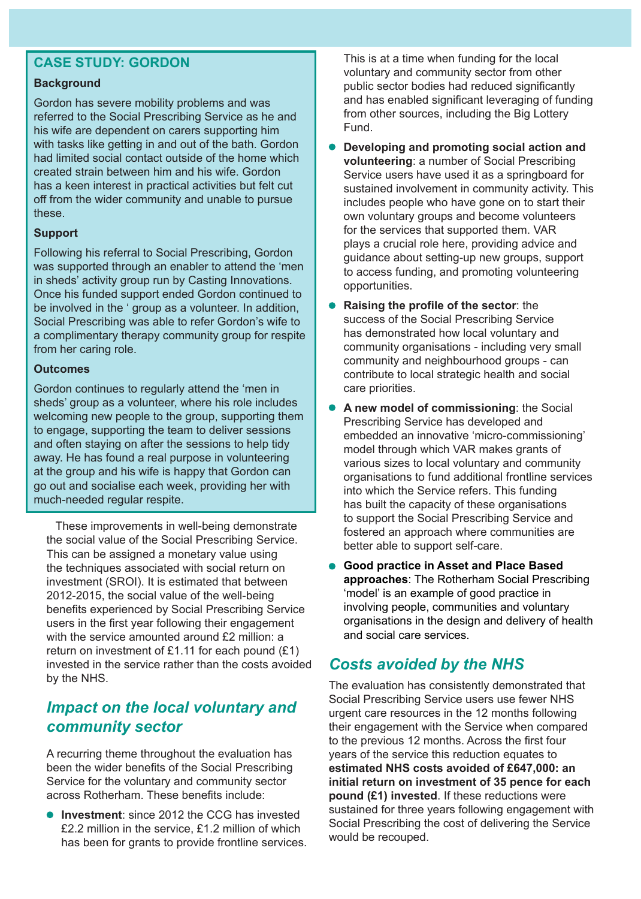## CASE STUDY: GORDON

### Background

Gordon has severe mobility problems and was referred to the Social Prescribing Service as he and his wife are dependent on carers supporting him with tasks like getting in and out of the bath. Gordon had limited social contact outside of the home which created strain between him and his wife. Gordon has a keen interest in practical activities but felt cut off from the wider community and unable to pursue these.

### Support

Following his referral to Social Prescribing, Gordon was supported through an enabler to attend the 'men in sheds' activity group run by Casting Innovations. Once his funded support ended Gordon continued to be involved in the ' group as a volunteer. In addition, Social Prescribing was able to refer Gordon's wife to a complimentary therapy community group for respite from her caring role.

### Outcomes

Gordon continues to regularly attend the 'men in sheds' group as a volunteer, where his role includes welcoming new people to the group, supporting them to engage, supporting the team to deliver sessions and often staying on after the sessions to help tidy away. He has found a real purpose in volunteering at the group and his wife is happy that Gordon can go out and socialise each week, providing her with much-needed regular respite.

These improvements in well-being demonstrate the social value of the Social Prescribing Service. This can be assigned a monetary value using the techniques associated with social return on investment (SROI). It is estimated that between 2012-2015, the social value of the well-being benefits experienced by Social Prescribing Service users in the first year following their engagement with the service amounted around £2 million: a return on investment of £1.11 for each pound (£1) invested in the service rather than the costs avoided by the NHS.

## *Impact on the local voluntary and community sector*

A recurring theme throughout the evaluation has been the wider benefits of the Social Prescribing Service for the voluntary and community sector across Rotherham. These benefits include:

- **Investment**: since 2012 the CCG has invested £2.2 million in the service, £1.2 million of which has been for grants to provide frontline services. This is at a time when funding for the local voluntary and community sector from other public sector bodies had reduced significantly and has enabled significant leveraging of funding from other sources, including the Big Lottery Fund.
- **Developing and promoting social action and volunteering**: a number of Social Prescribing Service users have used it as a springboard for sustained involvement in community activity. This includes people who have gone on to start their own voluntary groups and become volunteers for the services that supported them. VAR plays a crucial role here, providing advice and guidance about setting-up new groups, support to access funding, and promoting volunteering opportunities.
- **Raising the profile of the sector**: the success of the Social Prescribing Service has demonstrated how local voluntary and community organisations - including very small community and neighbourhood groups - can contribute to local strategic health and social care priorities.
- **A new model of commissioning**: the Social Prescribing Service has developed and embedded an innovative 'micro-commissioning' model through which VAR makes grants of various sizes to local voluntary and community organisations to fund additional frontline services into which the Service refers. This funding has built the capacity of these organisations to support the Social Prescribing Service and fostered an approach where communities are better able to support self-care.
- **Good practice in Asset and Place Based approaches**: The Rotherham Social Prescribing 'model' is an example of good practice in involving people, communities and voluntary organisations in the design and delivery of health and social care services.

## *Costs avoided by the NHS*

The evaluation has consistently demonstrated that Social Prescribing Service users use fewer NHS urgent care resources in the 12 months following their engagement with the Service when compared to the previous 12 months. Across the first four years of the service this reduction equates to **estimated NHS costs avoided of £647,000: an initial return on investment of 35 pence for each pound (£1) invested**. If these reductions were sustained for three years following engagement with Social Prescribing the cost of delivering the Service would be recouped.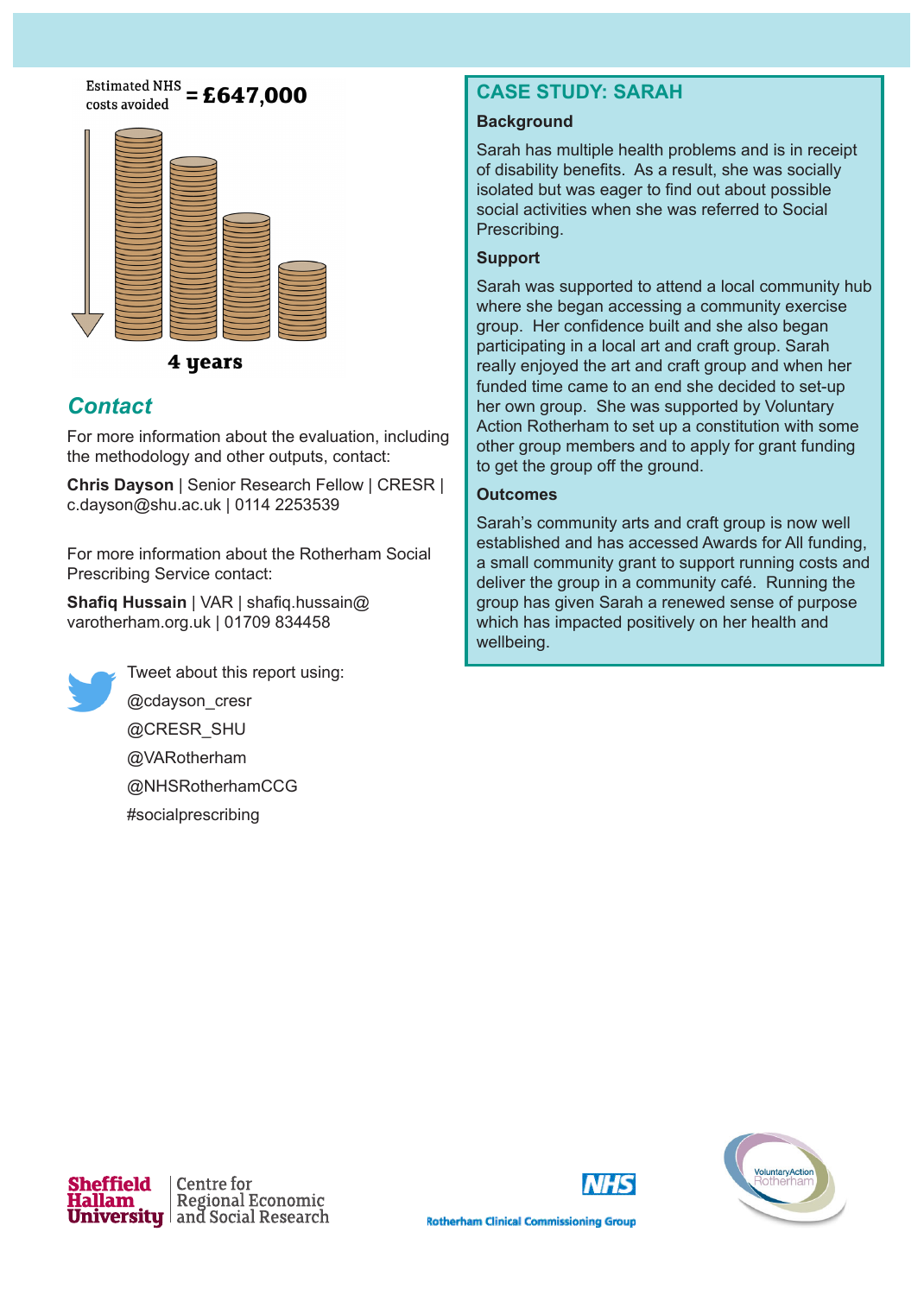Estimated NHS costs avoided = £647,000

4 years

## Contact

For more information about the evaluation, including the methodology and other outputs, contact:

**Chris Dayson** | Senior Research Fellow | CRESR | c.dayson@shu.ac.uk | 0114 2253539

For more information about the Rotherham Social Prescribing Service contact:

**Shafiq Hussain** | VAR | shafiq.hussain@varotherham.org.uk | 01709 834458

Tweet about this report using:

@cdayson_cresr

@CRESR_SHU

@VARotherham

@NHSRotherhamCCG

#socialprescribing

## CASE STUDY: SARAH

### Background

Sarah has multiple health problems and is in receipt of disability benefits. As a result, she was socially isolated but was eager to find out about possible social activities when she was referred to Social Prescribing.

### Support

Sarah was supported to attend a local community hub where she began accessing a community exercise group. Her confidence built and she also began participating in a local art and craft group. Sarah really enjoyed the art and craft group and when her funded time came to an end she decided to set-up her own group. She was supported by Voluntary Action Rotherham to set up a constitution with some other group members and to apply for grant funding to get the group off the ground.

### Outcomes

Sarah's community arts and craft group is now well established and has accessed Awards for All funding, a small community grant to support running costs and deliver the group in a community café. Running the group has given Sarah a renewed sense of purpose which has impacted positively on her health and wellbeing.

Sheffield Hallam University | Centre for Regional Economic and Social Research

NHS Rotherham Clinical Commissioning Group

Voluntary Action Rotherham